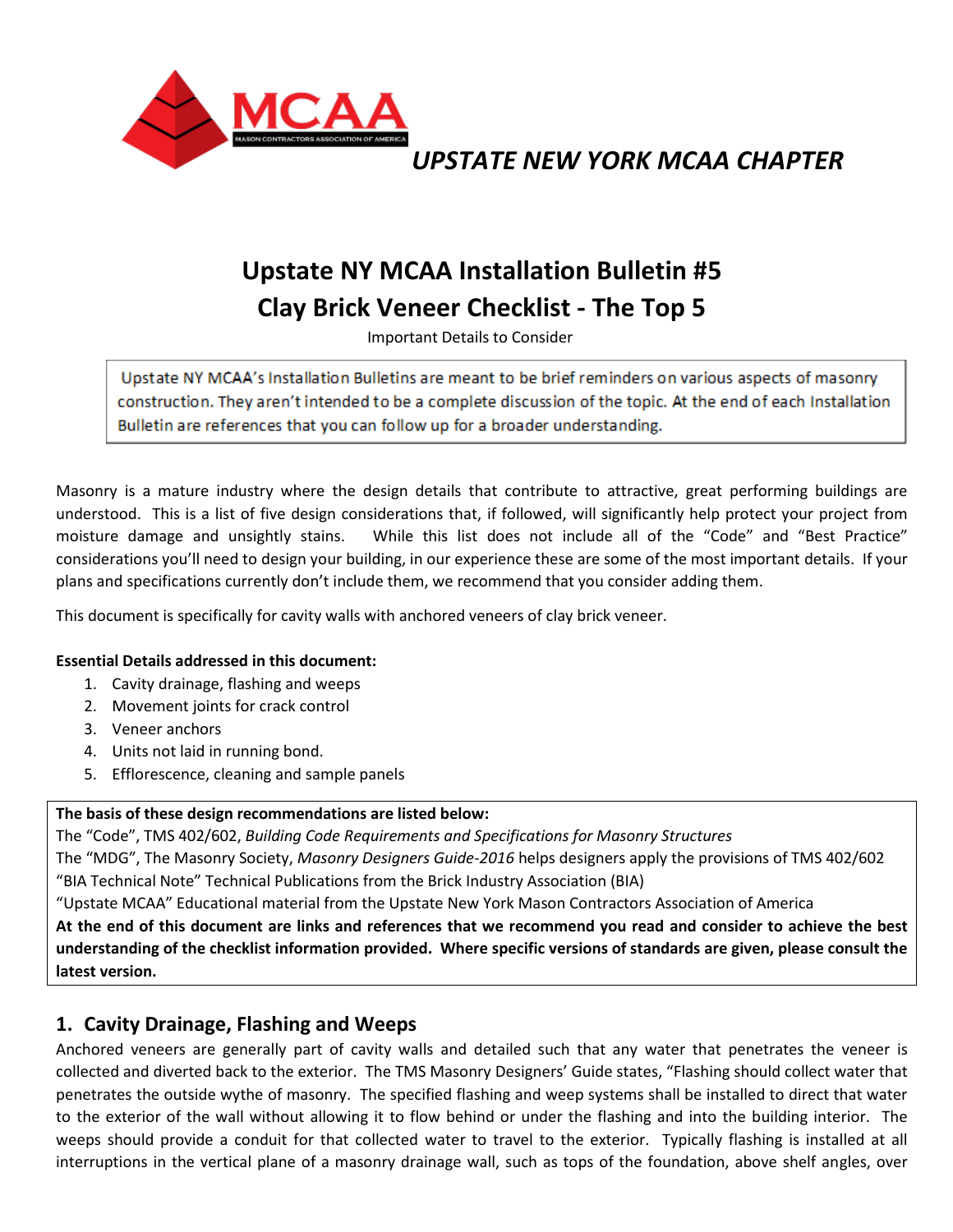*UPSTATE NEW YORK MCAA CHAPTER*

# Upstate NY MCAA Installation Bulletin #5
# Clay Brick Veneer Checklist - The Top 5

Important Details to Consider

> Upstate NY MCAA's Installation Bulletins are meant to be brief reminders on various aspects of masonry construction. They aren't intended to be a complete discussion of the topic. At the end of each Installation Bulletin are references that you can follow up for a broader understanding.

Masonry is a mature industry where the design details that contribute to attractive, great performing buildings are understood. This is a list of five design considerations that, if followed, will significantly help protect your project from moisture damage and unsightly stains. While this list does not include all of the "Code" and "Best Practice" considerations you'll need to design your building, in our experience these are some of the most important details. If your plans and specifications currently don't include them, we recommend that you consider adding them.

This document is specifically for cavity walls with anchored veneers of clay brick veneer.

**Essential Details addressed in this document:**

1. Cavity drainage, flashing and weeps
2. Movement joints for crack control
3. Veneer anchors
4. Units not laid in running bond.
5. Efflorescence, cleaning and sample panels

**The basis of these design recommendations are listed below:**
The "Code", TMS 402/602, *Building Code Requirements and Specifications for Masonry Structures*
The "MDG", The Masonry Society, *Masonry Designers Guide-2016* helps designers apply the provisions of TMS 402/602
"BIA Technical Note" Technical Publications from the Brick Industry Association (BIA)
"Upstate MCAA" Educational material from the Upstate New York Mason Contractors Association of America
**At the end of this document are links and references that we recommend you read and consider to achieve the best understanding of the checklist information provided. Where specific versions of standards are given, please consult the latest version.**

## 1. Cavity Drainage, Flashing and Weeps

Anchored veneers are generally part of cavity walls and detailed such that any water that penetrates the veneer is collected and diverted back to the exterior. The TMS Masonry Designers' Guide states, "Flashing should collect water that penetrates the outside wythe of masonry. The specified flashing and weep systems shall be installed to direct that water to the exterior of the wall without allowing it to flow behind or under the flashing and into the building interior. The weeps should provide a conduit for that collected water to travel to the exterior. Typically flashing is installed at all interruptions in the vertical plane of a masonry drainage wall, such as tops of the foundation, above shelf angles, over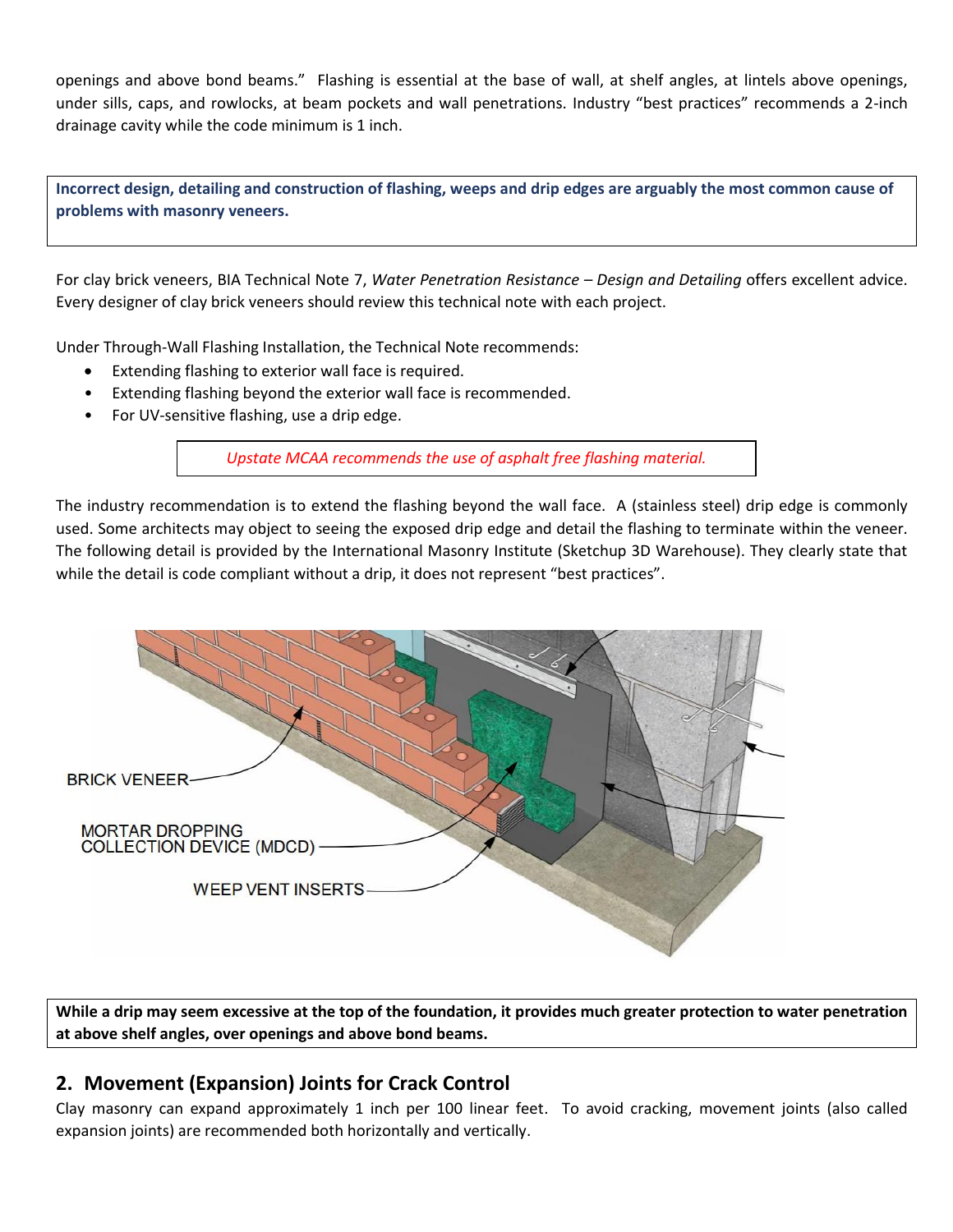openings and above bond beams." Flashing is essential at the base of wall, at shelf angles, at lintels above openings, under sills, caps, and rowlocks, at beam pockets and wall penetrations. Industry "best practices" recommends a 2-inch drainage cavity while the code minimum is 1 inch.

**Incorrect design, detailing and construction of flashing, weeps and drip edges are arguably the most common cause of problems with masonry veneers.**

For clay brick veneers, BIA Technical Note 7, *Water Penetration Resistance – Design and Detailing* offers excellent advice. Every designer of clay brick veneers should review this technical note with each project.

Under Through-Wall Flashing Installation, the Technical Note recommends:

- Extending flashing to exterior wall face is required.
- Extending flashing beyond the exterior wall face is recommended.
- For UV-sensitive flashing, use a drip edge.

*Upstate MCAA recommends the use of asphalt free flashing material.*

The industry recommendation is to extend the flashing beyond the wall face. A (stainless steel) drip edge is commonly used. Some architects may object to seeing the exposed drip edge and detail the flashing to terminate within the veneer. The following detail is provided by the International Masonry Institute (Sketchup 3D Warehouse). They clearly state that while the detail is code compliant without a drip, it does not represent "best practices".

BRICK VENEER

MORTAR DROPPING COLLECTION DEVICE (MDCD)

WEEP VENT INSERTS

**While a drip may seem excessive at the top of the foundation, it provides much greater protection to water penetration at above shelf angles, over openings and above bond beams.**

## 2. Movement (Expansion) Joints for Crack Control

Clay masonry can expand approximately 1 inch per 100 linear feet. To avoid cracking, movement joints (also called expansion joints) are recommended both horizontally and vertically.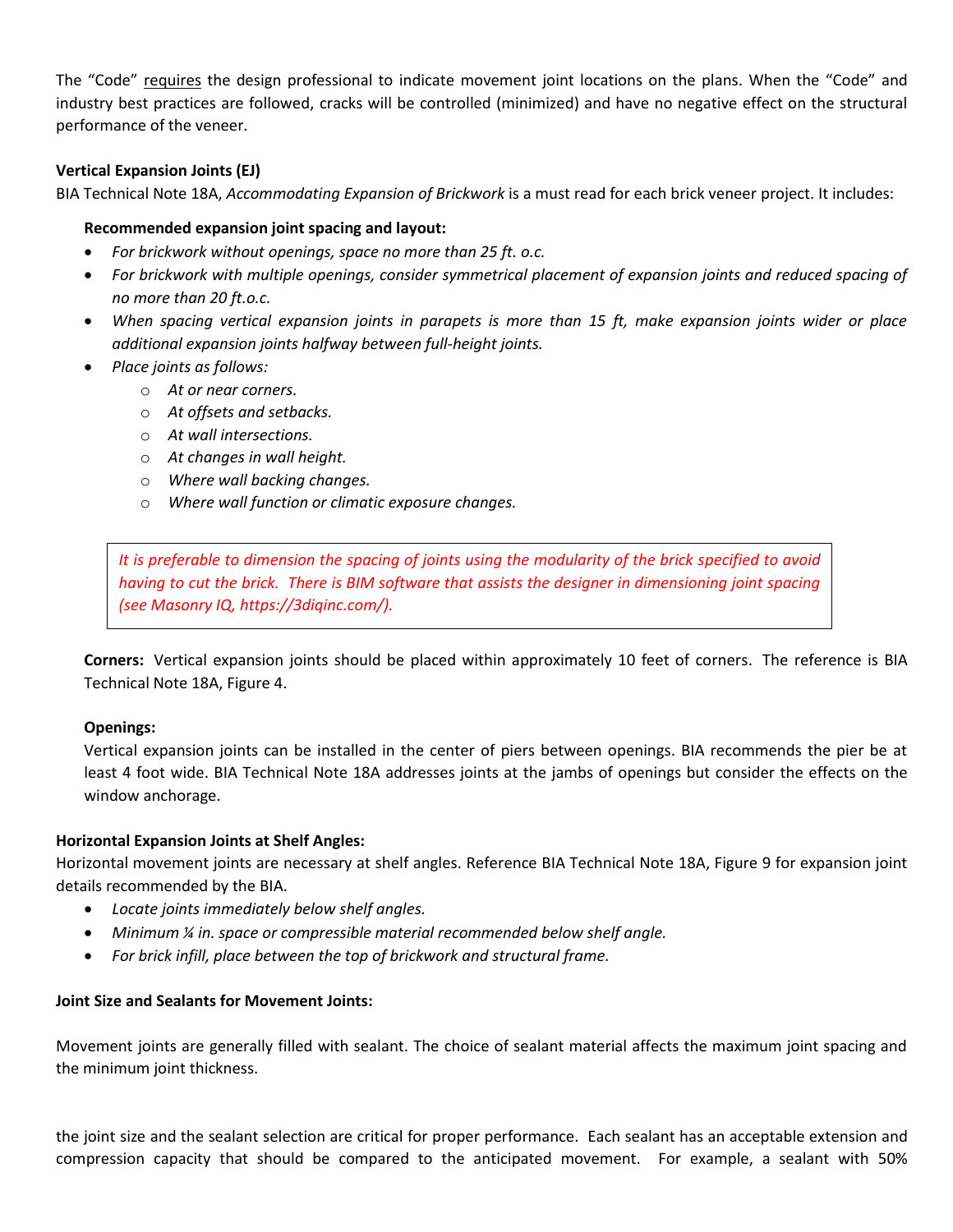The "Code" requires the design professional to indicate movement joint locations on the plans. When the "Code" and industry best practices are followed, cracks will be controlled (minimized) and have no negative effect on the structural performance of the veneer.

### Vertical Expansion Joints (EJ)

BIA Technical Note 18A, *Accommodating Expansion of Brickwork* is a must read for each brick veneer project. It includes:

**Recommended expansion joint spacing and layout:**

- *For brickwork without openings, space no more than 25 ft. o.c.*
- *For brickwork with multiple openings, consider symmetrical placement of expansion joints and reduced spacing of no more than 20 ft.o.c.*
- *When spacing vertical expansion joints in parapets is more than 15 ft, make expansion joints wider or place additional expansion joints halfway between full-height joints.*
- *Place joints as follows:*
  - *At or near corners.*
  - *At offsets and setbacks.*
  - *At wall intersections.*
  - *At changes in wall height.*
  - *Where wall backing changes.*
  - *Where wall function or climatic exposure changes.*

> *It is preferable to dimension the spacing of joints using the modularity of the brick specified to avoid having to cut the brick. There is BIM software that assists the designer in dimensioning joint spacing (see Masonry IQ, https://3diqinc.com/).*

**Corners:** Vertical expansion joints should be placed within approximately 10 feet of corners. The reference is BIA Technical Note 18A, Figure 4.

**Openings:**

Vertical expansion joints can be installed in the center of piers between openings. BIA recommends the pier be at least 4 foot wide. BIA Technical Note 18A addresses joints at the jambs of openings but consider the effects on the window anchorage.

### Horizontal Expansion Joints at Shelf Angles:

Horizontal movement joints are necessary at shelf angles. Reference BIA Technical Note 18A, Figure 9 for expansion joint details recommended by the BIA.

- *Locate joints immediately below shelf angles.*
- *Minimum ¼ in. space or compressible material recommended below shelf angle.*
- *For brick infill, place between the top of brickwork and structural frame.*

### Joint Size and Sealants for Movement Joints:

Movement joints are generally filled with sealant. The choice of sealant material affects the maximum joint spacing and the minimum joint thickness.

the joint size and the sealant selection are critical for proper performance. Each sealant has an acceptable extension and compression capacity that should be compared to the anticipated movement. For example, a sealant with 50%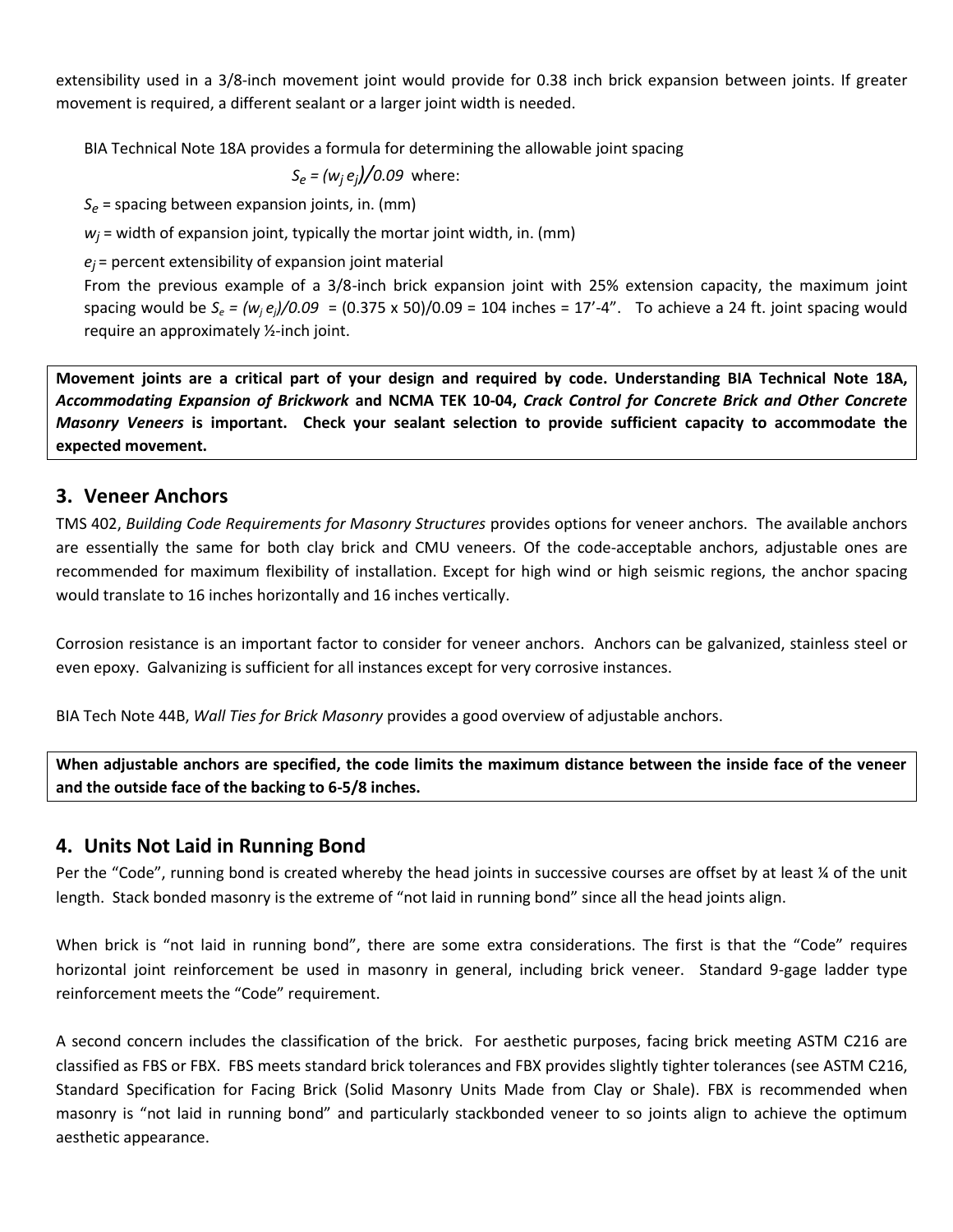extensibility used in a 3/8-inch movement joint would provide for 0.38 inch brick expansion between joints. If greater movement is required, a different sealant or a larger joint width is needed.

BIA Technical Note 18A provides a formula for determining the allowable joint spacing

$$S_e = (w_j e_j)/0.09$$ where:

$S_e$ = spacing between expansion joints, in. (mm)

$w_j$ = width of expansion joint, typically the mortar joint width, in. (mm)

$e_j$ = percent extensibility of expansion joint material

From the previous example of a 3/8-inch brick expansion joint with 25% extension capacity, the maximum joint spacing would be $S_e = (w_j e_j)/0.09$ = (0.375 x 50)/0.09 = 104 inches = 17'-4". To achieve a 24 ft. joint spacing would require an approximately ½-inch joint.

**Movement joints are a critical part of your design and required by code. Understanding BIA Technical Note 18A, *Accommodating Expansion of Brickwork* and NCMA TEK 10-04, *Crack Control for Concrete Brick and Other Concrete Masonry Veneers* is important. Check your sealant selection to provide sufficient capacity to accommodate the expected movement.**

## 3. Veneer Anchors

TMS 402, *Building Code Requirements for Masonry Structures* provides options for veneer anchors. The available anchors are essentially the same for both clay brick and CMU veneers. Of the code-acceptable anchors, adjustable ones are recommended for maximum flexibility of installation. Except for high wind or high seismic regions, the anchor spacing would translate to 16 inches horizontally and 16 inches vertically.

Corrosion resistance is an important factor to consider for veneer anchors. Anchors can be galvanized, stainless steel or even epoxy. Galvanizing is sufficient for all instances except for very corrosive instances.

BIA Tech Note 44B, *Wall Ties for Brick Masonry* provides a good overview of adjustable anchors.

**When adjustable anchors are specified, the code limits the maximum distance between the inside face of the veneer and the outside face of the backing to 6-5/8 inches.**

## 4. Units Not Laid in Running Bond

Per the "Code", running bond is created whereby the head joints in successive courses are offset by at least ¼ of the unit length. Stack bonded masonry is the extreme of "not laid in running bond" since all the head joints align.

When brick is "not laid in running bond", there are some extra considerations. The first is that the "Code" requires horizontal joint reinforcement be used in masonry in general, including brick veneer. Standard 9-gage ladder type reinforcement meets the "Code" requirement.

A second concern includes the classification of the brick. For aesthetic purposes, facing brick meeting ASTM C216 are classified as FBS or FBX. FBS meets standard brick tolerances and FBX provides slightly tighter tolerances (see ASTM C216, Standard Specification for Facing Brick (Solid Masonry Units Made from Clay or Shale). FBX is recommended when masonry is "not laid in running bond" and particularly stackbonded veneer to so joints align to achieve the optimum aesthetic appearance.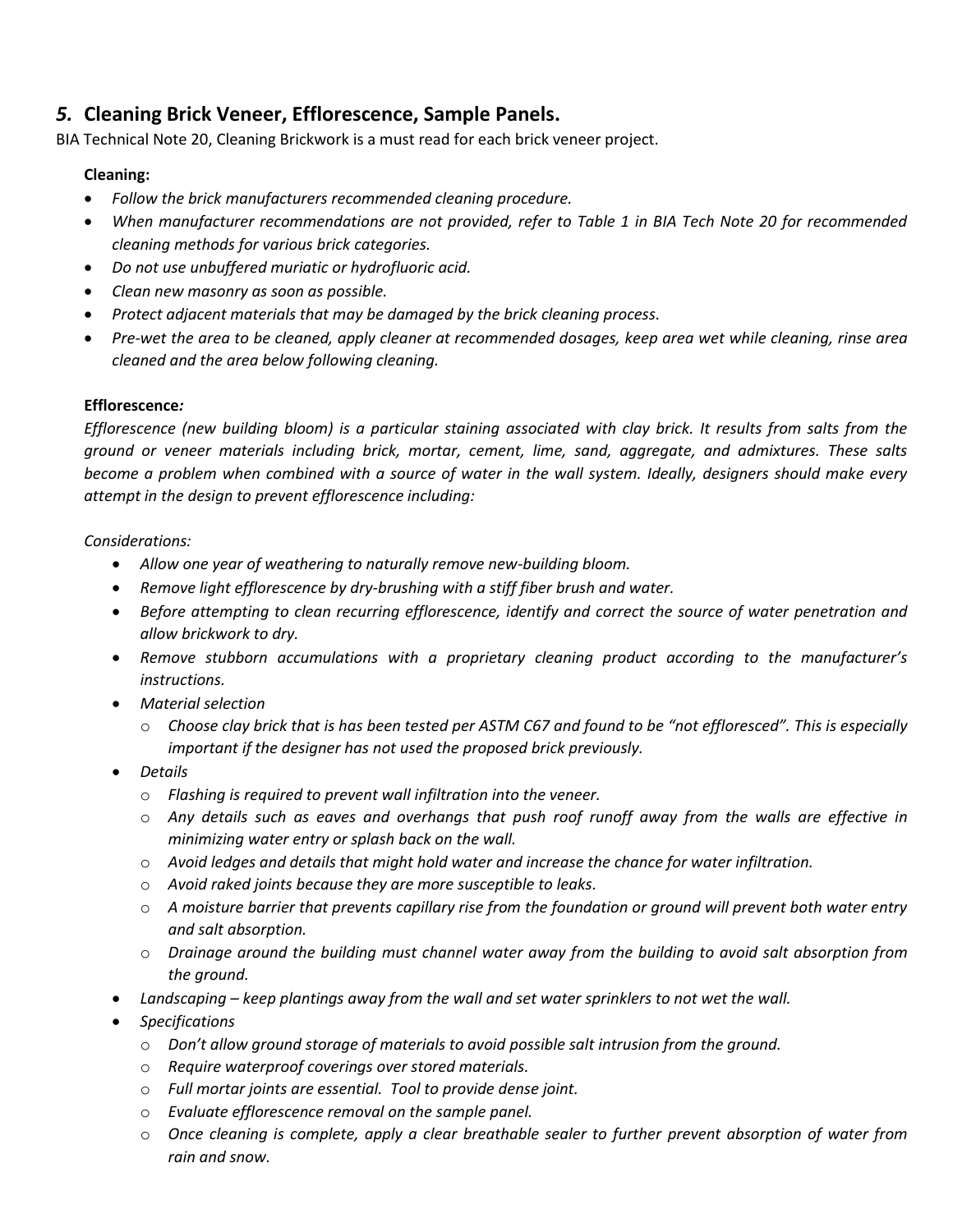## *5.* Cleaning Brick Veneer, Efflorescence, Sample Panels.

BIA Technical Note 20, Cleaning Brickwork is a must read for each brick veneer project.

**Cleaning:**

- *Follow the brick manufacturers recommended cleaning procedure.*
- *When manufacturer recommendations are not provided, refer to Table 1 in BIA Tech Note 20 for recommended cleaning methods for various brick categories.*
- *Do not use unbuffered muriatic or hydrofluoric acid.*
- *Clean new masonry as soon as possible.*
- *Protect adjacent materials that may be damaged by the brick cleaning process.*
- *Pre-wet the area to be cleaned, apply cleaner at recommended dosages, keep area wet while cleaning, rinse area cleaned and the area below following cleaning.*

**Efflorescence***:*

*Efflorescence (new building bloom) is a particular staining associated with clay brick. It results from salts from the ground or veneer materials including brick, mortar, cement, lime, sand, aggregate, and admixtures. These salts become a problem when combined with a source of water in the wall system. Ideally, designers should make every attempt in the design to prevent efflorescence including:*

*Considerations:*

- *Allow one year of weathering to naturally remove new-building bloom.*
- *Remove light efflorescence by dry-brushing with a stiff fiber brush and water.*
- *Before attempting to clean recurring efflorescence, identify and correct the source of water penetration and allow brickwork to dry.*
- *Remove stubborn accumulations with a proprietary cleaning product according to the manufacturer's instructions.*
- *Material selection*
  - *Choose clay brick that is has been tested per ASTM C67 and found to be "not effloresced". This is especially important if the designer has not used the proposed brick previously.*
- *Details*
  - *Flashing is required to prevent wall infiltration into the veneer.*
  - *Any details such as eaves and overhangs that push roof runoff away from the walls are effective in minimizing water entry or splash back on the wall.*
  - *Avoid ledges and details that might hold water and increase the chance for water infiltration.*
  - *Avoid raked joints because they are more susceptible to leaks.*
  - *A moisture barrier that prevents capillary rise from the foundation or ground will prevent both water entry and salt absorption.*
  - *Drainage around the building must channel water away from the building to avoid salt absorption from the ground.*
- *Landscaping – keep plantings away from the wall and set water sprinklers to not wet the wall.*
- *Specifications*
  - *Don't allow ground storage of materials to avoid possible salt intrusion from the ground.*
  - *Require waterproof coverings over stored materials.*
  - *Full mortar joints are essential. Tool to provide dense joint.*
  - *Evaluate efflorescence removal on the sample panel.*
  - *Once cleaning is complete, apply a clear breathable sealer to further prevent absorption of water from rain and snow.*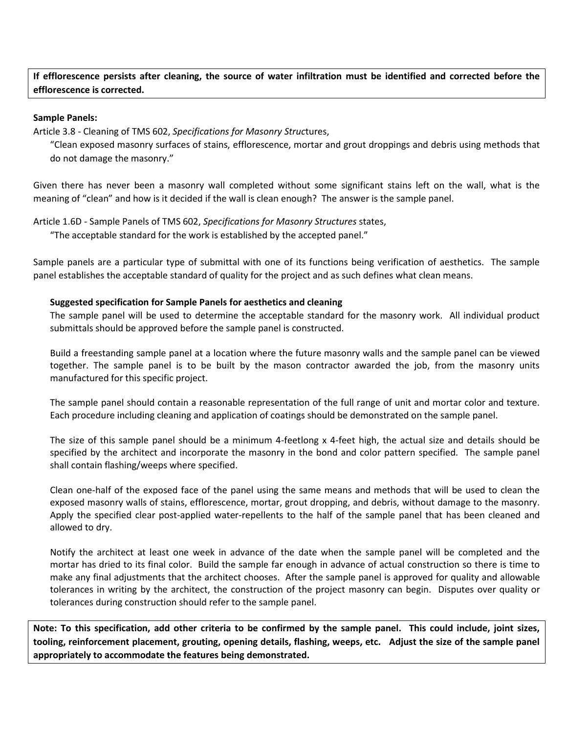**If efflorescence persists after cleaning, the source of water infiltration must be identified and corrected before the efflorescence is corrected.**

**Sample Panels:**

Article 3.8 - Cleaning of TMS 602, *Specifications for Masonry Struc*tures,

> "Clean exposed masonry surfaces of stains, efflorescence, mortar and grout droppings and debris using methods that do not damage the masonry."

Given there has never been a masonry wall completed without some significant stains left on the wall, what is the meaning of "clean" and how is it decided if the wall is clean enough? The answer is the sample panel.

Article 1.6D - Sample Panels of TMS 602, *Specifications for Masonry Structures* states,

> "The acceptable standard for the work is established by the accepted panel."

Sample panels are a particular type of submittal with one of its functions being verification of aesthetics. The sample panel establishes the acceptable standard of quality for the project and as such defines what clean means.

**Suggested specification for Sample Panels for aesthetics and cleaning**

The sample panel will be used to determine the acceptable standard for the masonry work. All individual product submittals should be approved before the sample panel is constructed.

Build a freestanding sample panel at a location where the future masonry walls and the sample panel can be viewed together. The sample panel is to be built by the mason contractor awarded the job, from the masonry units manufactured for this specific project.

The sample panel should contain a reasonable representation of the full range of unit and mortar color and texture. Each procedure including cleaning and application of coatings should be demonstrated on the sample panel.

The size of this sample panel should be a minimum 4-feetlong x 4-feet high, the actual size and details should be specified by the architect and incorporate the masonry in the bond and color pattern specified. The sample panel shall contain flashing/weeps where specified.

Clean one-half of the exposed face of the panel using the same means and methods that will be used to clean the exposed masonry walls of stains, efflorescence, mortar, grout dropping, and debris, without damage to the masonry. Apply the specified clear post-applied water-repellents to the half of the sample panel that has been cleaned and allowed to dry.

Notify the architect at least one week in advance of the date when the sample panel will be completed and the mortar has dried to its final color. Build the sample far enough in advance of actual construction so there is time to make any final adjustments that the architect chooses. After the sample panel is approved for quality and allowable tolerances in writing by the architect, the construction of the project masonry can begin. Disputes over quality or tolerances during construction should refer to the sample panel.

**Note: To this specification, add other criteria to be confirmed by the sample panel. This could include, joint sizes, tooling, reinforcement placement, grouting, opening details, flashing, weeps, etc. Adjust the size of the sample panel appropriately to accommodate the features being demonstrated.**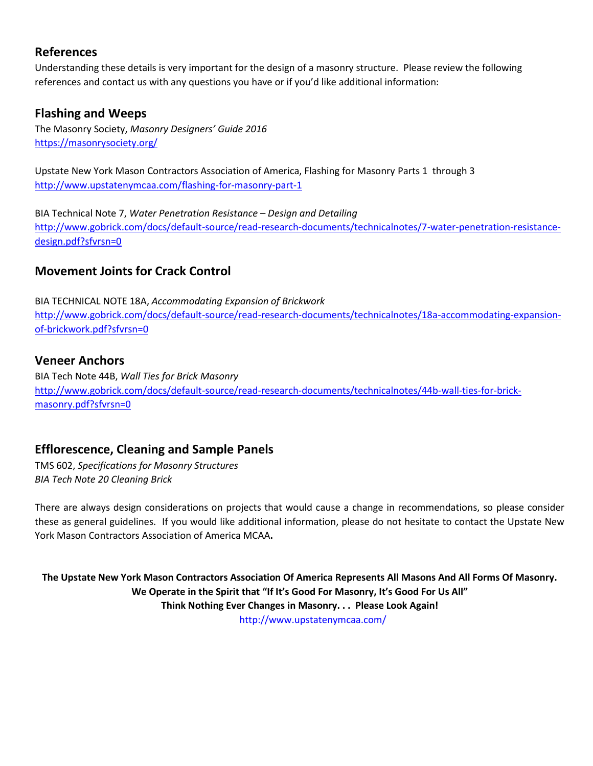## References

Understanding these details is very important for the design of a masonry structure. Please review the following references and contact us with any questions you have or if you'd like additional information:

## Flashing and Weeps

The Masonry Society, *Masonry Designers' Guide 2016*
https://masonrysociety.org/

Upstate New York Mason Contractors Association of America, Flashing for Masonry Parts 1 through 3
http://www.upstatenymcaa.com/flashing-for-masonry-part-1

BIA Technical Note 7, *Water Penetration Resistance – Design and Detailing*
http://www.gobrick.com/docs/default-source/read-research-documents/technicalnotes/7-water-penetration-resistance-design.pdf?sfvrsn=0

## Movement Joints for Crack Control

BIA TECHNICAL NOTE 18A, *Accommodating Expansion of Brickwork*
http://www.gobrick.com/docs/default-source/read-research-documents/technicalnotes/18a-accommodating-expansion-of-brickwork.pdf?sfvrsn=0

## Veneer Anchors

BIA Tech Note 44B, *Wall Ties for Brick Masonry*
http://www.gobrick.com/docs/default-source/read-research-documents/technicalnotes/44b-wall-ties-for-brick-masonry.pdf?sfvrsn=0

## Efflorescence, Cleaning and Sample Panels

TMS 602, *Specifications for Masonry Structures*
*BIA Tech Note 20 Cleaning Brick*

There are always design considerations on projects that would cause a change in recommendations, so please consider these as general guidelines. If you would like additional information, please do not hesitate to contact the Upstate New York Mason Contractors Association of America MCAA**.**

**The Upstate New York Mason Contractors Association Of America Represents All Masons And All Forms Of Masonry.**
**We Operate in the Spirit that "If It's Good For Masonry, It's Good For Us All"**
**Think Nothing Ever Changes in Masonry. . . Please Look Again!**
http://www.upstatenymcaa.com/